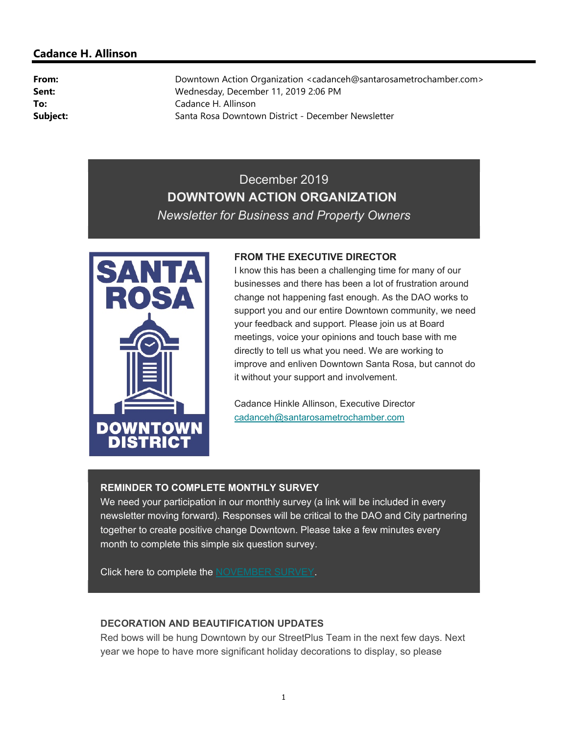## Cadance H. Allinson

**From:** Downtown Action Organization <cadanceh@santarosametrochamber.com>
**Sent:** Wednesday, December 11, 2019 2:06 PM
**To:** Cadance H. Allinson
**Subject:** Santa Rosa Downtown District - December Newsletter

December 2019

# DOWNTOWN ACTION ORGANIZATION

*Newsletter for Business and Property Owners*

SANTA ROSA DOWNTOWN DISTRICT

### FROM THE EXECUTIVE DIRECTOR

I know this has been a challenging time for many of our businesses and there has been a lot of frustration around change not happening fast enough. As the DAO works to support you and our entire Downtown community, we need your feedback and support. Please join us at Board meetings, voice your opinions and touch base with me directly to tell us what you need. We are working to improve and enliven Downtown Santa Rosa, but cannot do it without your support and involvement.

Cadance Hinkle Allinson, Executive Director
cadanceh@santarosametrochamber.com

### REMINDER TO COMPLETE MONTHLY SURVEY

We need your participation in our monthly survey (a link will be included in every newsletter moving forward). Responses will be critical to the DAO and City partnering together to create positive change Downtown. Please take a few minutes every month to complete this simple six question survey.

Click here to complete the NOVEMBER SURVEY.

### DECORATION AND BEAUTIFICATION UPDATES

Red bows will be hung Downtown by our StreetPlus Team in the next few days. Next year we hope to have more significant holiday decorations to display, so please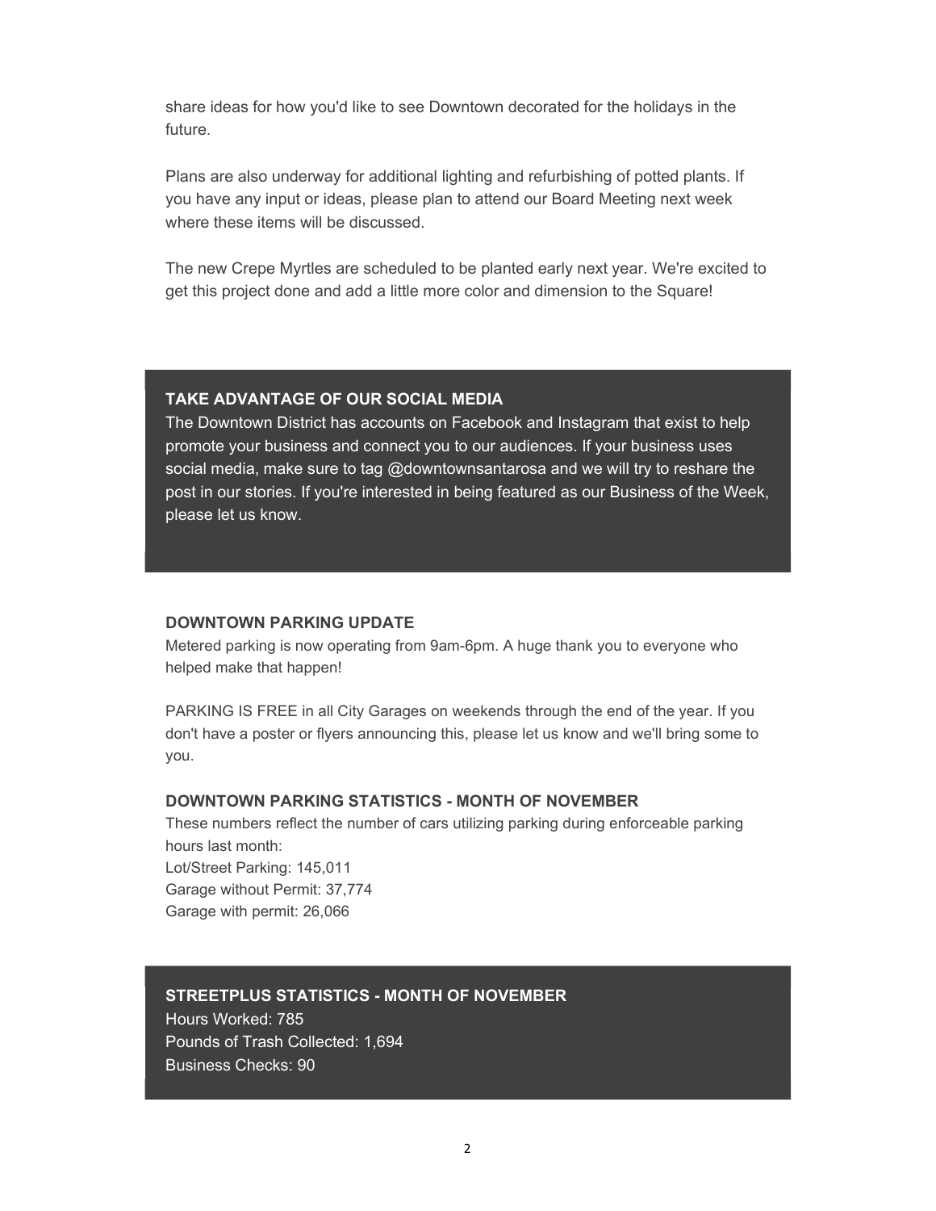share ideas for how you'd like to see Downtown decorated for the holidays in the future.

Plans are also underway for additional lighting and refurbishing of potted plants. If you have any input or ideas, please plan to attend our Board Meeting next week where these items will be discussed.

The new Crepe Myrtles are scheduled to be planted early next year. We're excited to get this project done and add a little more color and dimension to the Square!

**TAKE ADVANTAGE OF OUR SOCIAL MEDIA**

The Downtown District has accounts on Facebook and Instagram that exist to help promote your business and connect you to our audiences. If your business uses social media, make sure to tag @downtownsantarosa and we will try to reshare the post in our stories. If you're interested in being featured as our Business of the Week, please let us know.

**DOWNTOWN PARKING UPDATE**

Metered parking is now operating from 9am-6pm. A huge thank you to everyone who helped make that happen!

PARKING IS FREE in all City Garages on weekends through the end of the year. If you don't have a poster or flyers announcing this, please let us know and we'll bring some to you.

**DOWNTOWN PARKING STATISTICS - MONTH OF NOVEMBER**

These numbers reflect the number of cars utilizing parking during enforceable parking hours last month:
Lot/Street Parking: 145,011
Garage without Permit: 37,774
Garage with permit: 26,066

**STREETPLUS STATISTICS - MONTH OF NOVEMBER**

Hours Worked: 785
Pounds of Trash Collected: 1,694
Business Checks: 90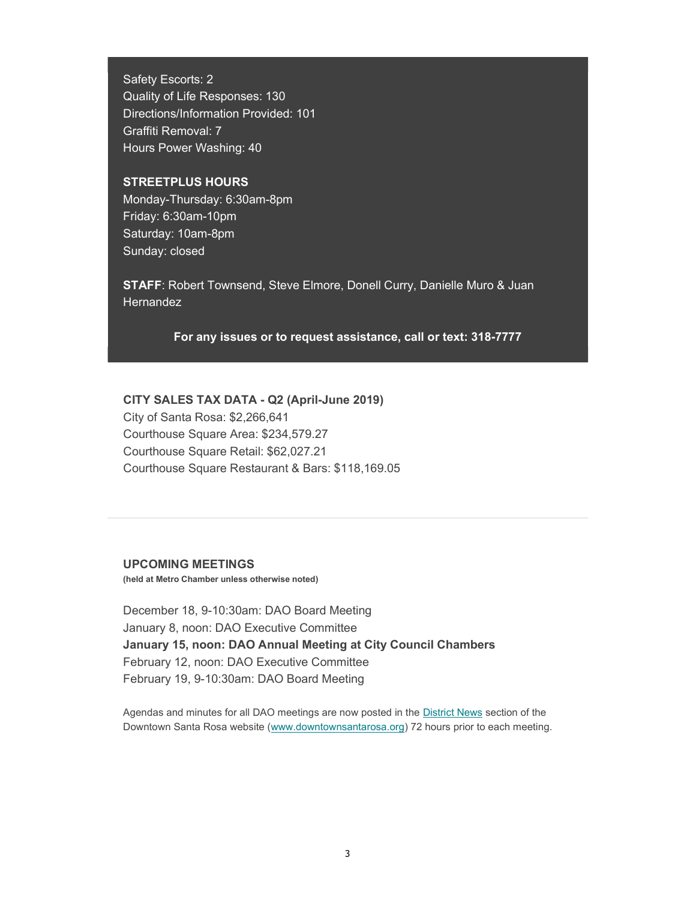Safety Escorts: 2
Quality of Life Responses: 130
Directions/Information Provided: 101
Graffiti Removal: 7
Hours Power Washing: 40

**STREETPLUS HOURS**
Monday-Thursday: 6:30am-8pm
Friday: 6:30am-10pm
Saturday: 10am-8pm
Sunday: closed

**STAFF**: Robert Townsend, Steve Elmore, Donell Curry, Danielle Muro & Juan Hernandez

**For any issues or to request assistance, call or text: 318-7777**

**CITY SALES TAX DATA - Q2 (April-June 2019)**
City of Santa Rosa: $2,266,641
Courthouse Square Area: $234,579.27
Courthouse Square Retail: $62,027.21
Courthouse Square Restaurant & Bars: $118,169.05

---

**UPCOMING MEETINGS**
**(held at Metro Chamber unless otherwise noted)**

December 18, 9-10:30am: DAO Board Meeting
January 8, noon: DAO Executive Committee
**January 15, noon: DAO Annual Meeting at City Council Chambers**
February 12, noon: DAO Executive Committee
February 19, 9-10:30am: DAO Board Meeting

Agendas and minutes for all DAO meetings are now posted in the District News section of the Downtown Santa Rosa website (www.downtownsantarosa.org) 72 hours prior to each meeting.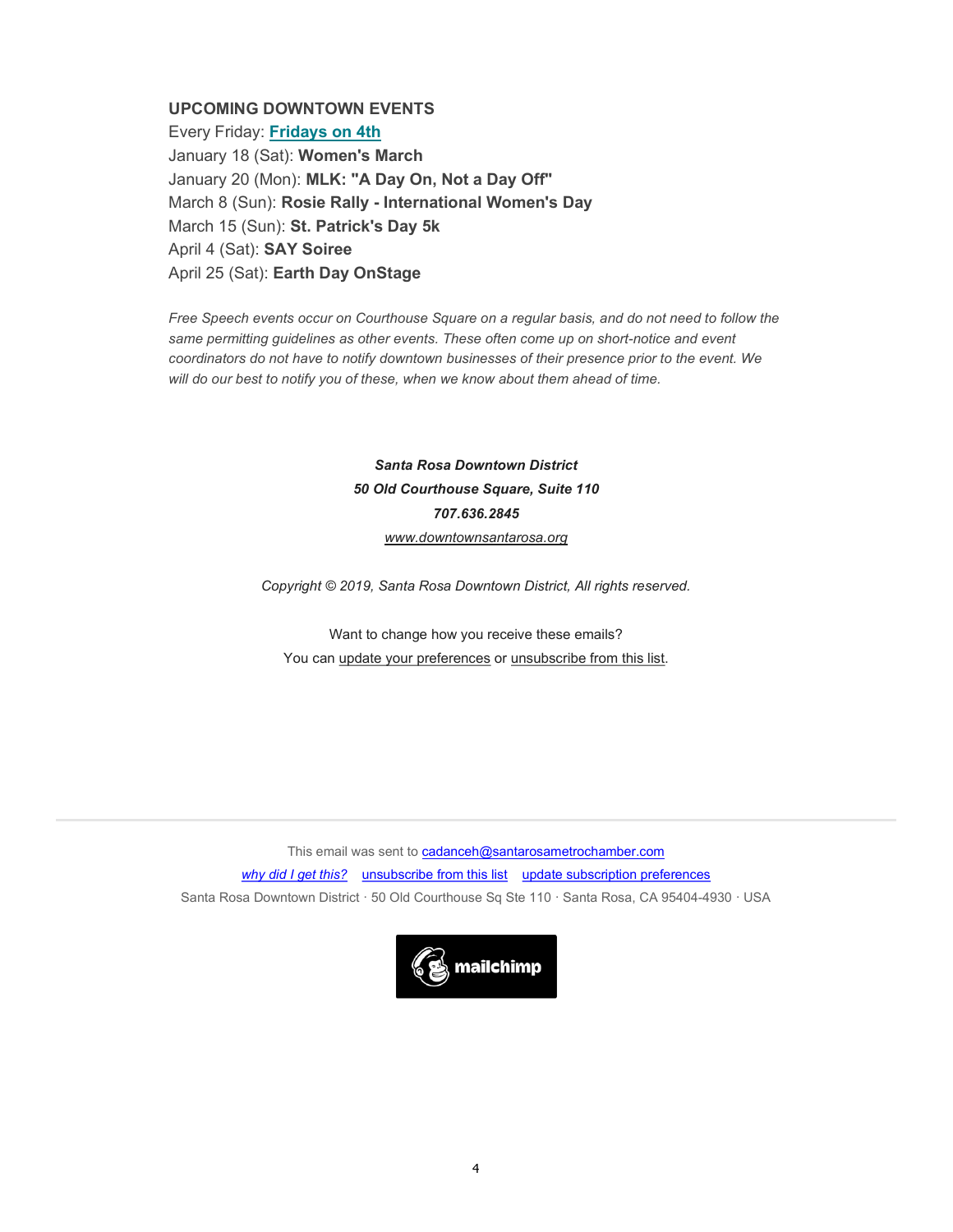**UPCOMING DOWNTOWN EVENTS**

Every Friday: **Fridays on 4th**
January 18 (Sat): **Women's March**
January 20 (Mon): **MLK: "A Day On, Not a Day Off"**
March 8 (Sun): **Rosie Rally - International Women's Day**
March 15 (Sun): **St. Patrick's Day 5k**
April 4 (Sat): **SAY Soiree**
April 25 (Sat): **Earth Day OnStage**

*Free Speech events occur on Courthouse Square on a regular basis, and do not need to follow the same permitting guidelines as other events. These often come up on short-notice and event coordinators do not have to notify downtown businesses of their presence prior to the event. We will do our best to notify you of these, when we know about them ahead of time.*

***Santa Rosa Downtown District***
***50 Old Courthouse Square, Suite 110***
***707.636.2845***
*www.downtownsantarosa.org*

*Copyright © 2019, Santa Rosa Downtown District, All rights reserved.*

Want to change how you receive these emails?
You can update your preferences or unsubscribe from this list.

---

This email was sent to cadanceh@santarosametrochamber.com
*why did I get this?* unsubscribe from this list update subscription preferences
Santa Rosa Downtown District · 50 Old Courthouse Sq Ste 110 · Santa Rosa, CA 95404-4930 · USA

mailchimp